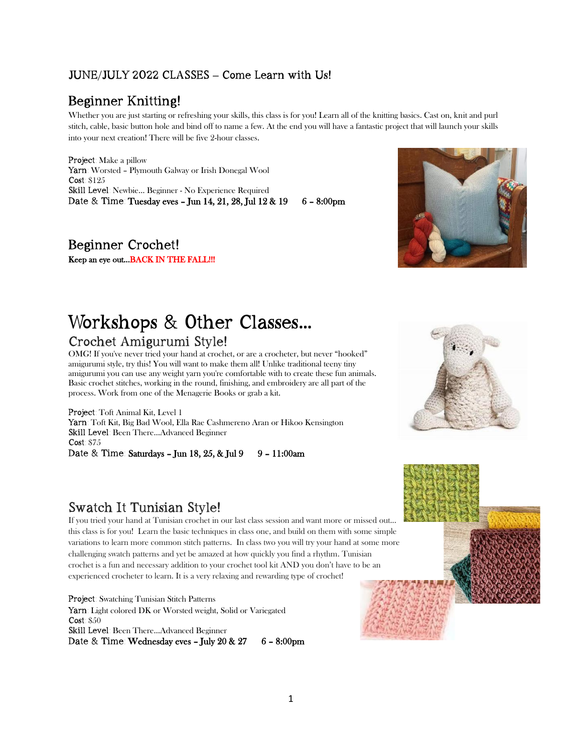## JUNE/JULY 2022 CLASSES – Come Learn with Us!

## Beginner Knitting!

Whether you are just starting or refreshing your skills, this class is for you! Learn all of the knitting basics. Cast on, knit and purl stitch, cable, basic button hole and bind off to name a few. At the end you will have a fantastic project that will launch your skills into your next creation! There will be five 2-hour classes.

Project: Make a pillow
Yarn: Worsted – Plymouth Galway or Irish Donegal Wool
Cost: $125
Skill Level: Newbie… Beginner - No Experience Required
Date & Time: **Tuesday eves – Jun 14, 21, 28, Jul 12 & 19 6 – 8:00pm**

## Beginner Crochet!

**Keep an eye out…BACK IN THE FALL!!!**

# Workshops & Other Classes…

## Crochet Amigurumi Style!

OMG! If you've never tried your hand at crochet, or are a crocheter, but never "hooked" amigurumi style, try this! You will want to make them all! Unlike traditional teeny tiny amigurumi you can use any weight yarn you're comfortable with to create these fun animals. Basic crochet stitches, working in the round, finishing, and embroidery are all part of the process. Work from one of the Menagerie Books or grab a kit.

Project: Toft Animal Kit, Level 1
Yarn: Toft Kit, Big Bad Wool, Ella Rae Cashmereno Aran or Hikoo Kensington
Skill Level: Been There…Advanced Beginner
Cost: $75
Date & Time: **Saturdays – Jun 18, 25, & Jul 9 9 – 11:00am**

## Swatch It Tunisian Style!

If you tried your hand at Tunisian crochet in our last class session and want more or missed out… this class is for you! Learn the basic techniques in class one, and build on them with some simple variations to learn more common stitch patterns. In class two you will try your hand at some more challenging swatch patterns and yet be amazed at how quickly you find a rhythm. Tunisian crochet is a fun and necessary addition to your crochet tool kit AND you don't have to be an experienced crocheter to learn. It is a very relaxing and rewarding type of crochet!

Project: Swatching Tunisian Stitch Patterns
Yarn: Light colored DK or Worsted weight, Solid or Variegated
Cost: $50
Skill Level: Been There…Advanced Beginner
Date & Time: **Wednesday eves – July 20 & 27 6 – 8:00pm**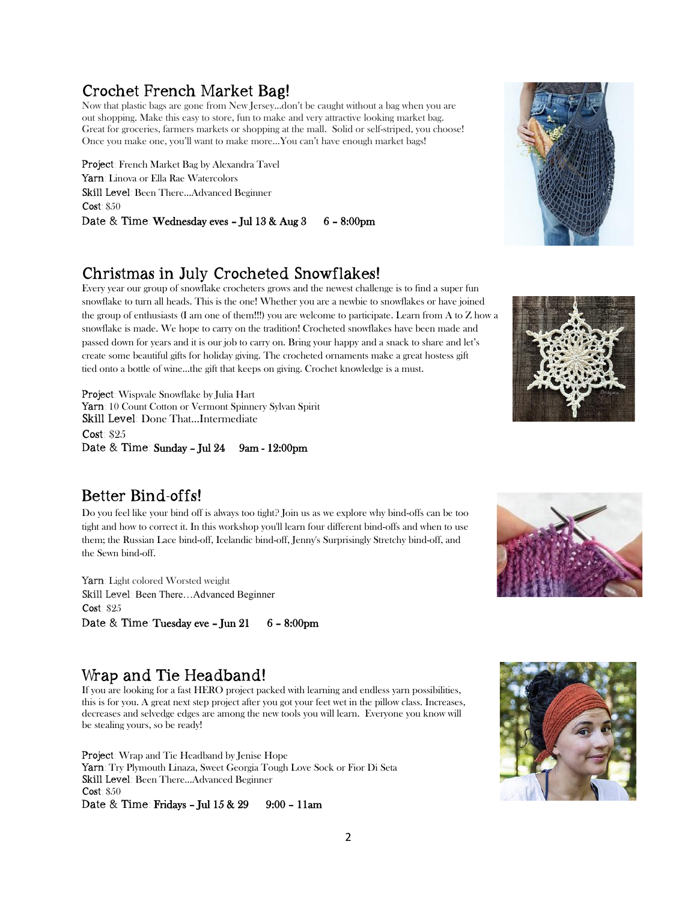## Crochet French Market Bag!

Now that plastic bags are gone from New Jersey…don't be caught without a bag when you are out shopping. Make this easy to store, fun to make and very attractive looking market bag. Great for groceries, farmers markets or shopping at the mall. Solid or self-striped, you choose! Once you make one, you'll want to make more…You can't have enough market bags!

Project: French Market Bag by Alexandra Tavel
Yarn: Linova or Ella Rae Watercolors
Skill Level: Been There…Advanced Beginner
Cost: $50
Date & Time: **Wednesday eves – Jul 13 & Aug 3 6 – 8:00pm**

## Christmas in July Crocheted Snowflakes!

Every year our group of snowflake crocheters grows and the newest challenge is to find a super fun snowflake to turn all heads. This is the one! Whether you are a newbie to snowflakes or have joined the group of enthusiasts (I am one of them!!!) you are welcome to participate. Learn from A to Z how a snowflake is made. We hope to carry on the tradition! Crocheted snowflakes have been made and passed down for years and it is our job to carry on. Bring your happy and a snack to share and let's create some beautiful gifts for holiday giving. The crocheted ornaments make a great hostess gift tied onto a bottle of wine…the gift that keeps on giving. Crochet knowledge is a must.

Project: Wispvale Snowflake by Julia Hart
Yarn: 10 Count Cotton or Vermont Spinnery Sylvan Spirit
Skill Level: Done That…Intermediate
Cost: $25
Date & Time: **Sunday – Jul 24 9am - 12:00pm**

## Better Bind-offs!

Do you feel like your bind off is always too tight? Join us as we explore why bind-offs can be too tight and how to correct it. In this workshop you'll learn four different bind-offs and when to use them; the Russian Lace bind-off, Icelandic bind-off, Jenny's Surprisingly Stretchy bind-off, and the Sewn bind-off.

Yarn: Light colored Worsted weight
Skill Level: Been There…Advanced Beginner
Cost: $25
Date & Time: **Tuesday eve – Jun 21 6 – 8:00pm**

## Wrap and Tie Headband!

If you are looking for a fast HERO project packed with learning and endless yarn possibilities, this is for you. A great next step project after you got your feet wet in the pillow class. Increases, decreases and selvedge edges are among the new tools you will learn. Everyone you know will be stealing yours, so be ready!

Project: Wrap and Tie Headband by Jenise Hope
Yarn: Try Plymouth Linaza, Sweet Georgia Tough Love Sock or Fior Di Seta
Skill Level: Been There…Advanced Beginner
Cost: $50
Date & Time: **Fridays – Jul 15 & 29 9:00 – 11am**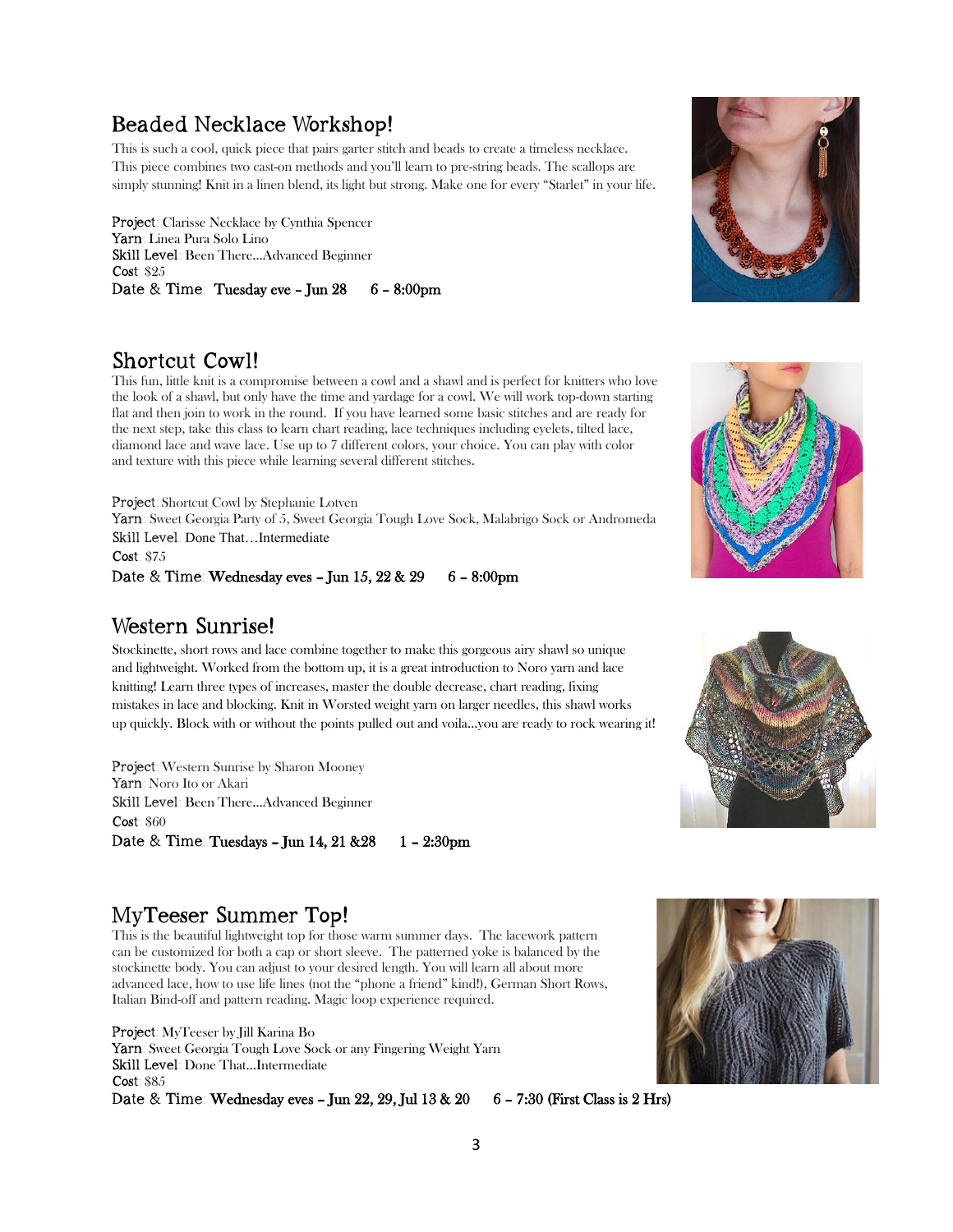## Beaded Necklace Workshop!

This is such a cool, quick piece that pairs garter stitch and beads to create a timeless necklace. This piece combines two cast-on methods and you'll learn to pre-string beads. The scallops are simply stunning! Knit in a linen blend, its light but strong. Make one for every "Starlet" in your life.

**Project**: Clarisse Necklace by Cynthia Spencer
**Yarn**: Linea Pura Solo Lino
**Skill Level**: Been There…Advanced Beginner
**Cost**: $25
**Date & Time**: **Tuesday eve – Jun 28 6 – 8:00pm**

## Shortcut Cowl!

This fun, little knit is a compromise between a cowl and a shawl and is perfect for knitters who love the look of a shawl, but only have the time and yardage for a cowl. We will work top-down starting flat and then join to work in the round. If you have learned some basic stitches and are ready for the next step, take this class to learn chart reading, lace techniques including eyelets, tilted lace, diamond lace and wave lace. Use up to 7 different colors, your choice. You can play with color and texture with this piece while learning several different stitches.

**Project**: Shortcut Cowl by Stephanie Lotven
**Yarn**: Sweet Georgia Party of 5, Sweet Georgia Tough Love Sock, Malabrigo Sock or Andromeda
**Skill Level**: Done That…Intermediate
**Cost**: $75
**Date & Time**: **Wednesday eves – Jun 15, 22 & 29 6 – 8:00pm**

## Western Sunrise!

Stockinette, short rows and lace combine together to make this gorgeous airy shawl so unique and lightweight. Worked from the bottom up, it is a great introduction to Noro yarn and lace knitting! Learn three types of increases, master the double decrease, chart reading, fixing mistakes in lace and blocking. Knit in Worsted weight yarn on larger needles, this shawl works up quickly. Block with or without the points pulled out and voila…you are ready to rock wearing it!

**Project**: Western Sunrise by Sharon Mooney
**Yarn**: Noro Ito or Akari
**Skill Level**: Been There…Advanced Beginner
**Cost**: $60
**Date & Time**: **Tuesdays – Jun 14, 21 &28 1 – 2:30pm**

## MyTeeser Summer Top!

This is the beautiful lightweight top for those warm summer days. The lacework pattern can be customized for both a cap or short sleeve. The patterned yoke is balanced by the stockinette body. You can adjust to your desired length. You will learn all about more advanced lace, how to use life lines (not the "phone a friend" kind!), German Short Rows, Italian Bind-off and pattern reading. Magic loop experience required.

**Project**: MyTeeser by Jill Karina Bo
**Yarn**: Sweet Georgia Tough Love Sock or any Fingering Weight Yarn
**Skill Level**: Done That…Intermediate
**Cost**: $85
**Date & Time**: **Wednesday eves – Jun 22, 29, Jul 13 & 20 6 – 7:30 (First Class is 2 Hrs)**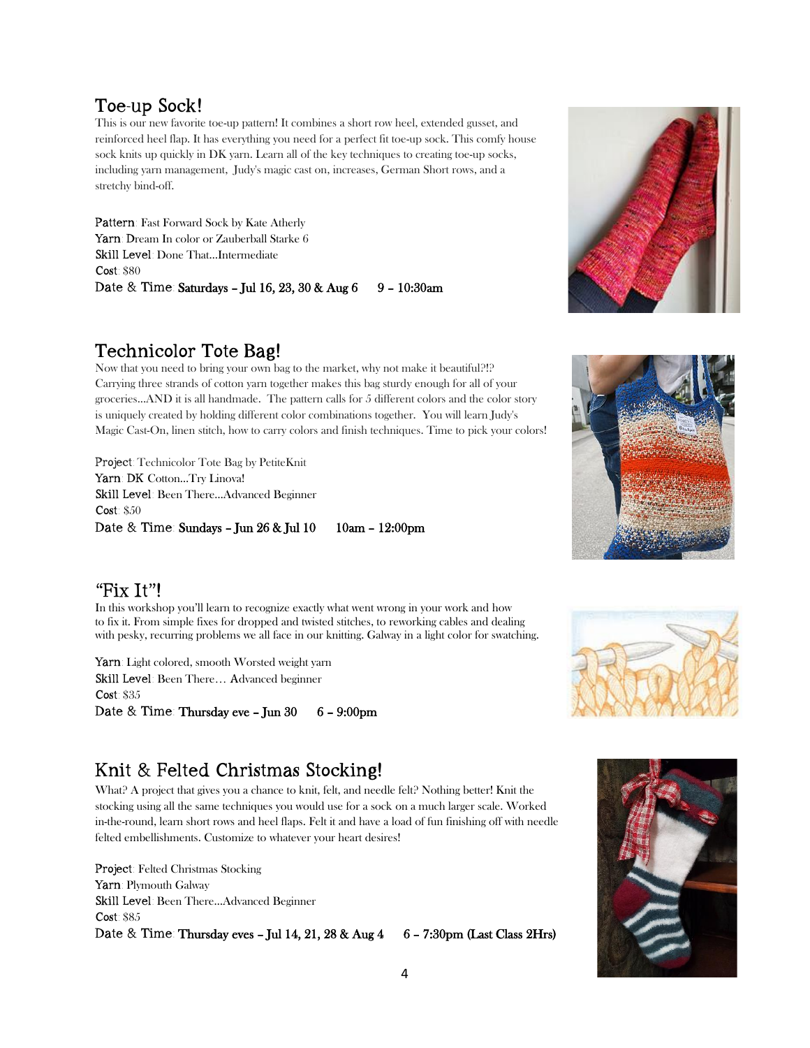## Toe-up Sock!

This is our new favorite toe-up pattern! It combines a short row heel, extended gusset, and reinforced heel flap. It has everything you need for a perfect fit toe-up sock. This comfy house sock knits up quickly in DK yarn. Learn all of the key techniques to creating toe-up socks, including yarn management, Judy's magic cast on, increases, German Short rows, and a stretchy bind-off.

Pattern: Fast Forward Sock by Kate Atherly
Yarn: Dream In color or Zauberball Starke 6
Skill Level: Done That…Intermediate
Cost: $80
Date & Time: **Saturdays – Jul 16, 23, 30 & Aug 6 9 – 10:30am**

## Technicolor Tote Bag!

Now that you need to bring your own bag to the market, why not make it beautiful?!? Carrying three strands of cotton yarn together makes this bag sturdy enough for all of your groceries…AND it is all handmade. The pattern calls for 5 different colors and the color story is uniquely created by holding different color combinations together. You will learn Judy's Magic Cast-On, linen stitch, how to carry colors and finish techniques. Time to pick your colors!

Project: Technicolor Tote Bag by PetiteKnit
Yarn: DK Cotton…Try Linova!
Skill Level: Been There…Advanced Beginner
Cost: $50
Date & Time: **Sundays – Jun 26 & Jul 10 10am – 12:00pm**

## "Fix It"!

In this workshop you'll learn to recognize exactly what went wrong in your work and how to fix it. From simple fixes for dropped and twisted stitches, to reworking cables and dealing with pesky, recurring problems we all face in our knitting. Galway in a light color for swatching.

Yarn: Light colored, smooth Worsted weight yarn
Skill Level: Been There… Advanced beginner
Cost: $35
Date & Time: **Thursday eve – Jun 30 6 – 9:00pm**

## Knit & Felted Christmas Stocking!

What? A project that gives you a chance to knit, felt, and needle felt? Nothing better! Knit the stocking using all the same techniques you would use for a sock on a much larger scale. Worked in-the-round, learn short rows and heel flaps. Felt it and have a load of fun finishing off with needle felted embellishments. Customize to whatever your heart desires!

Project: Felted Christmas Stocking
Yarn: Plymouth Galway
Skill Level: Been There…Advanced Beginner
Cost: $85
Date & Time: **Thursday eves – Jul 14, 21, 28 & Aug 4 6 – 7:30pm (Last Class 2Hrs)**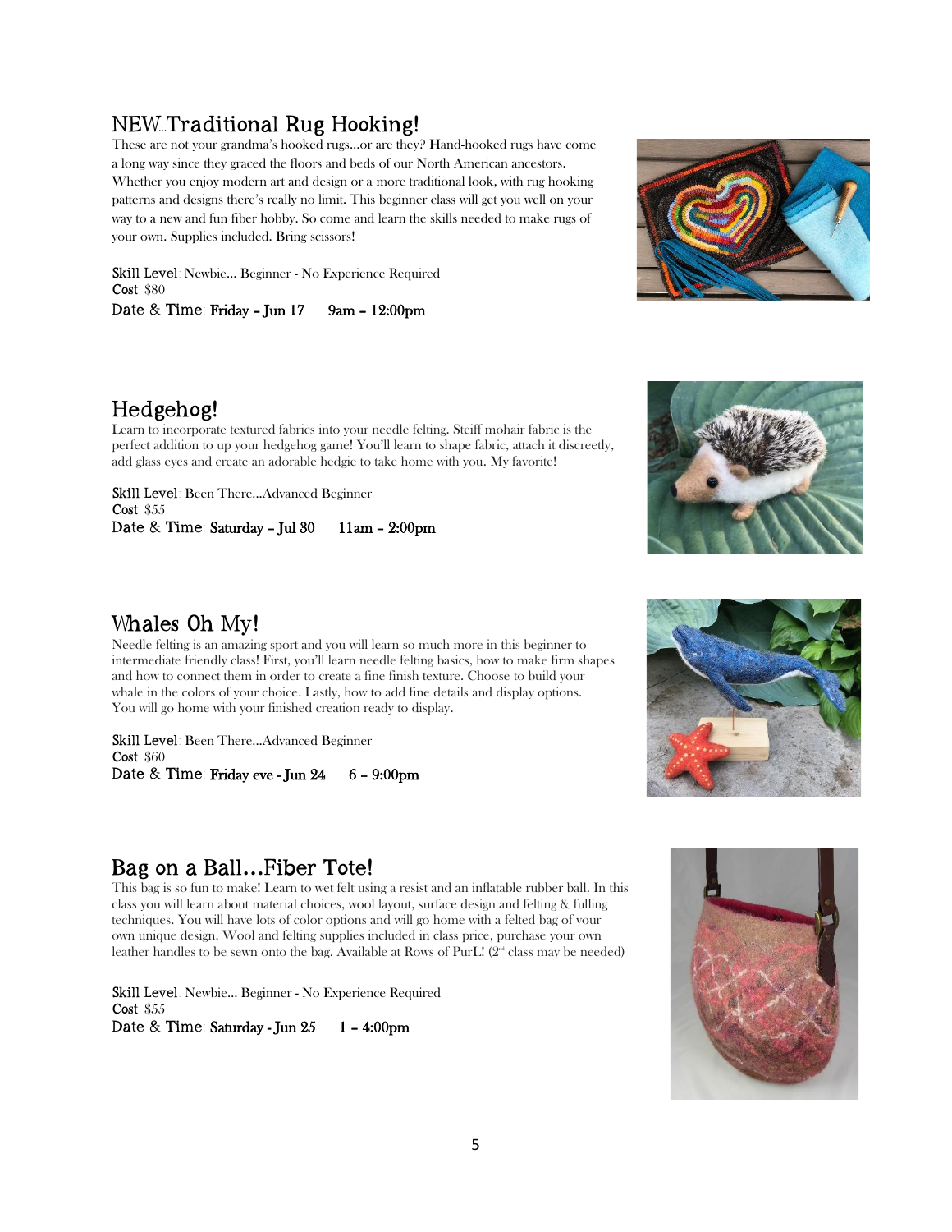## NEW...Traditional Rug Hooking!

These are not your grandma's hooked rugs...or are they? Hand-hooked rugs have come a long way since they graced the floors and beds of our North American ancestors. Whether you enjoy modern art and design or a more traditional look, with rug hooking patterns and designs there's really no limit. This beginner class will get you well on your way to a new and fun fiber hobby. So come and learn the skills needed to make rugs of your own. Supplies included. Bring scissors!

**Skill Level**: Newbie... Beginner - No Experience Required
**Cost**: $80
**Date & Time**: **Friday – Jun 17 9am – 12:00pm**

## Hedgehog!

Learn to incorporate textured fabrics into your needle felting. Steiff mohair fabric is the perfect addition to up your hedgehog game! You'll learn to shape fabric, attach it discreetly, add glass eyes and create an adorable hedgie to take home with you. My favorite!

**Skill Level**: Been There...Advanced Beginner
**Cost**: $55
**Date & Time**: **Saturday – Jul 30 11am – 2:00pm**

## Whales Oh My!

Needle felting is an amazing sport and you will learn so much more in this beginner to intermediate friendly class! First, you'll learn needle felting basics, how to make firm shapes and how to connect them in order to create a fine finish texture. Choose to build your whale in the colors of your choice. Lastly, how to add fine details and display options. You will go home with your finished creation ready to display.

**Skill Level**: Been There...Advanced Beginner
**Cost**: $60
**Date & Time**: **Friday eve - Jun 24 6 – 9:00pm**

## Bag on a Ball...Fiber Tote!

This bag is so fun to make! Learn to wet felt using a resist and an inflatable rubber ball. In this class you will learn about material choices, wool layout, surface design and felting & fulling techniques. You will have lots of color options and will go home with a felted bag of your own unique design. Wool and felting supplies included in class price, purchase your own leather handles to be sewn onto the bag. Available at Rows of PurL! (2nd class may be needed)

**Skill Level**: Newbie... Beginner - No Experience Required
**Cost**: $55
**Date & Time**: **Saturday - Jun 25 1 – 4:00pm**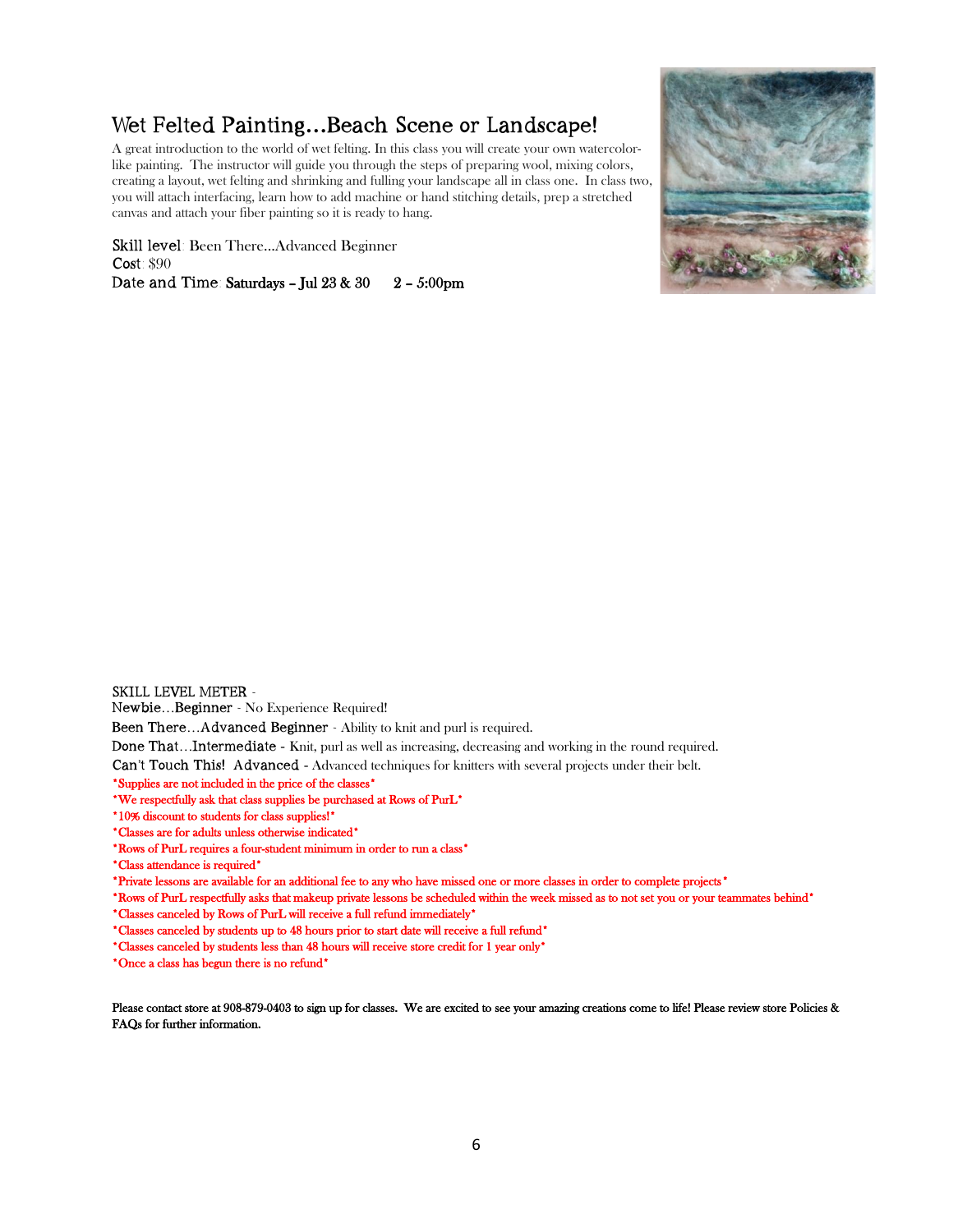## Wet Felted Painting…Beach Scene or Landscape!

A great introduction to the world of wet felting. In this class you will create your own watercolor-like painting. The instructor will guide you through the steps of preparing wool, mixing colors, creating a layout, wet felting and shrinking and fulling your landscape all in class one. In class two, you will attach interfacing, learn how to add machine or hand stitching details, prep a stretched canvas and attach your fiber painting so it is ready to hang.

**Skill level**: Been There…Advanced Beginner
**Cost**: $90
**Date and Time**: **Saturdays – Jul 23 & 30  2 – 5:00pm**

SKILL LEVEL METER -

**Newbie…Beginner** - No Experience Required!

**Been There…Advanced Beginner** - Ability to knit and purl is required.

**Done That…Intermediate** - Knit, purl as well as increasing, decreasing and working in the round required.

**Can't Touch This! Advanced** - Advanced techniques for knitters with several projects under their belt.

*Supplies are not included in the price of the classes*
*We respectfully ask that class supplies be purchased at Rows of PurL*
*10% discount to students for class supplies!*
*Classes are for adults unless otherwise indicated*
*Rows of PurL requires a four-student minimum in order to run a class*
*Class attendance is required*
*Private lessons are available for an additional fee to any who have missed one or more classes in order to complete projects*
*Rows of PurL respectfully asks that makeup private lessons be scheduled within the week missed as to not set you or your teammates behind*
*Classes canceled by Rows of PurL will receive a full refund immediately*
*Classes canceled by students up to 48 hours prior to start date will receive a full refund*
*Classes canceled by students less than 48 hours will receive store credit for 1 year only*
*Once a class has begun there is no refund*

**Please contact store at 908-879-0403 to sign up for classes. We are excited to see your amazing creations come to life! Please review store Policies & FAQs for further information.**